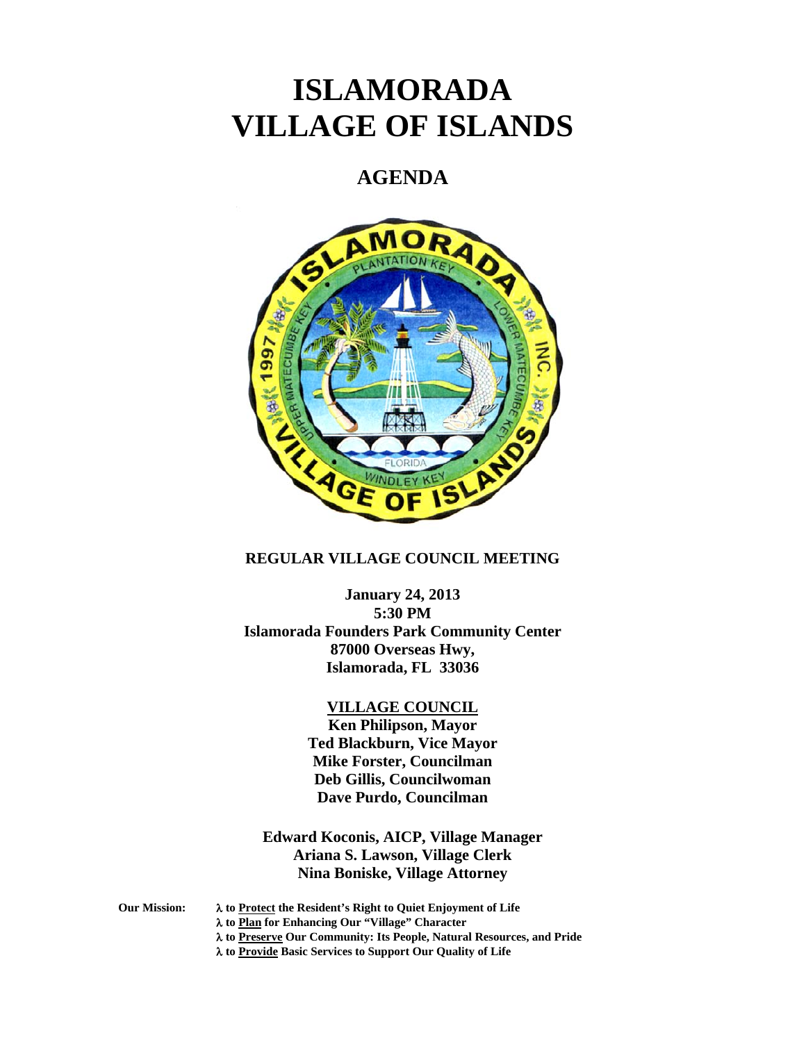# ISLAMORADA VILLAGE OF ISLANDS

## AGENDA

**REGULAR VILLAGE COUNCIL MEETING**

**January 24, 2013**
**5:30 PM**
**Islamorada Founders Park Community Center**
**87000 Overseas Hwy,**
**Islamorada, FL 33036**

**VILLAGE COUNCIL**
**Ken Philipson, Mayor**
**Ted Blackburn, Vice Mayor**
**Mike Forster, Councilman**
**Deb Gillis, Councilwoman**
**Dave Purdo, Councilman**

**Edward Koconis, AICP, Village Manager**
**Ariana S. Lawson, Village Clerk**
**Nina Boniske, Village Attorney**

**Our Mission:**
- **λ to Protect the Resident's Right to Quiet Enjoyment of Life**
- **λ to Plan for Enhancing Our "Village" Character**
- **λ to Preserve Our Community: Its People, Natural Resources, and Pride**
- **λ to Provide Basic Services to Support Our Quality of Life**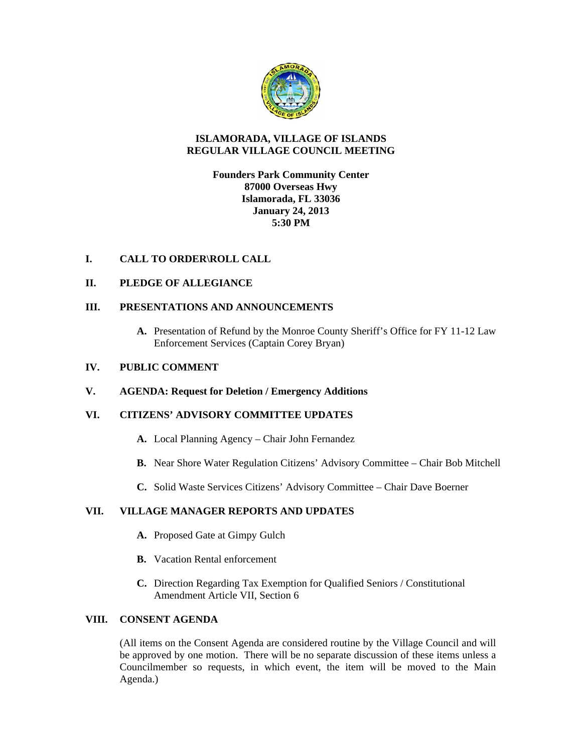# ISLAMORADA, VILLAGE OF ISLANDS
## REGULAR VILLAGE COUNCIL MEETING

**Founders Park Community Center**
**87000 Overseas Hwy**
**Islamorada, FL 33036**
**January 24, 2013**
**5:30 PM**

**I. CALL TO ORDER\ROLL CALL**

**II. PLEDGE OF ALLEGIANCE**

**III. PRESENTATIONS AND ANNOUNCEMENTS**

- **A.** Presentation of Refund by the Monroe County Sheriff's Office for FY 11-12 Law Enforcement Services (Captain Corey Bryan)

**IV. PUBLIC COMMENT**

**V. AGENDA: Request for Deletion / Emergency Additions**

**VI. CITIZENS' ADVISORY COMMITTEE UPDATES**

- **A.** Local Planning Agency – Chair John Fernandez
- **B.** Near Shore Water Regulation Citizens' Advisory Committee – Chair Bob Mitchell
- **C.** Solid Waste Services Citizens' Advisory Committee – Chair Dave Boerner

**VII. VILLAGE MANAGER REPORTS AND UPDATES**

- **A.** Proposed Gate at Gimpy Gulch
- **B.** Vacation Rental enforcement
- **C.** Direction Regarding Tax Exemption for Qualified Seniors / Constitutional Amendment Article VII, Section 6

**VIII. CONSENT AGENDA**

(All items on the Consent Agenda are considered routine by the Village Council and will be approved by one motion. There will be no separate discussion of these items unless a Councilmember so requests, in which event, the item will be moved to the Main Agenda.)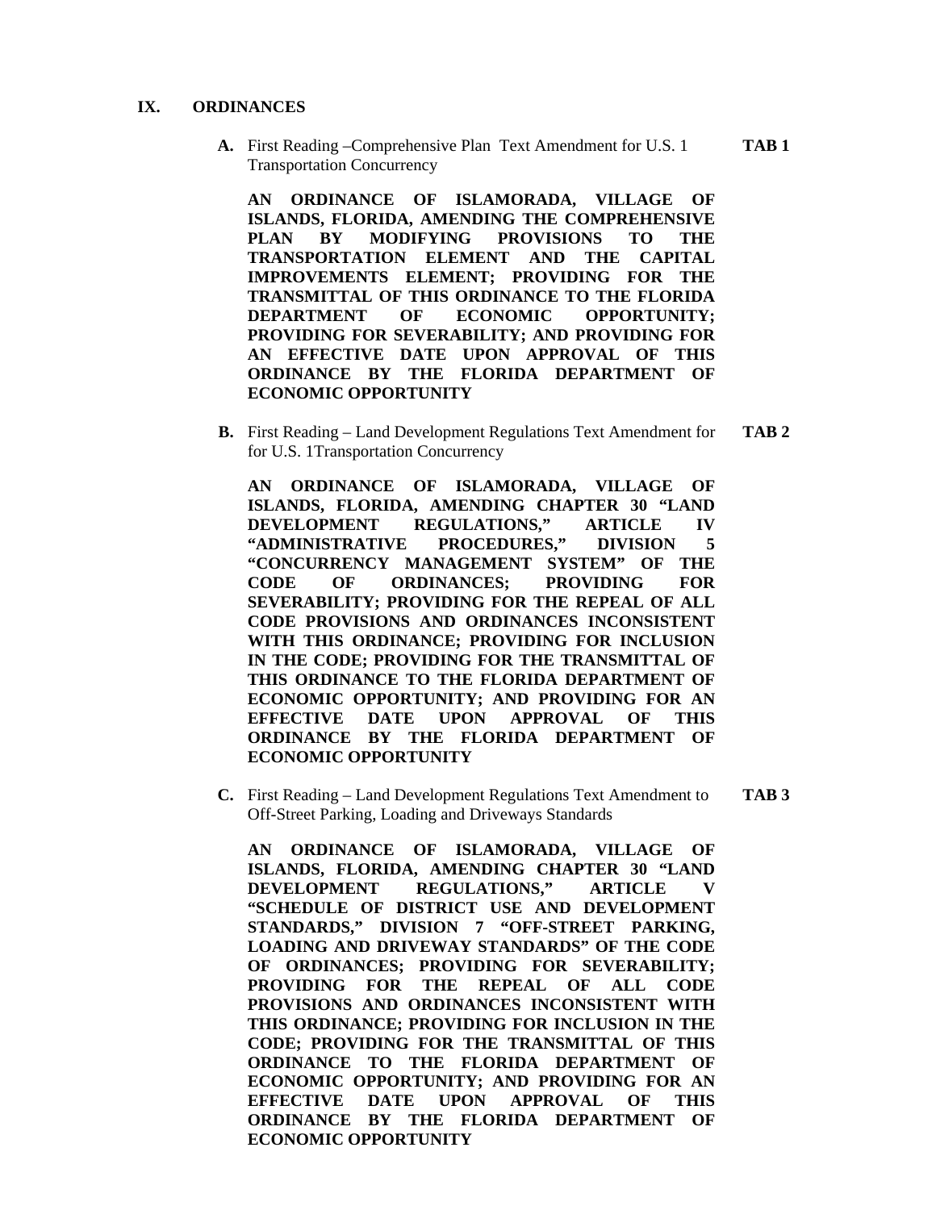## IX. ORDINANCES

**A.** First Reading –Comprehensive Plan Text Amendment for U.S. 1 Transportation Concurrency **TAB 1**

**AN ORDINANCE OF ISLAMORADA, VILLAGE OF ISLANDS, FLORIDA, AMENDING THE COMPREHENSIVE PLAN BY MODIFYING PROVISIONS TO THE TRANSPORTATION ELEMENT AND THE CAPITAL IMPROVEMENTS ELEMENT; PROVIDING FOR THE TRANSMITTAL OF THIS ORDINANCE TO THE FLORIDA DEPARTMENT OF ECONOMIC OPPORTUNITY; PROVIDING FOR SEVERABILITY; AND PROVIDING FOR AN EFFECTIVE DATE UPON APPROVAL OF THIS ORDINANCE BY THE FLORIDA DEPARTMENT OF ECONOMIC OPPORTUNITY**

**B.** First Reading – Land Development Regulations Text Amendment for for U.S. 1Transportation Concurrency **TAB 2**

**AN ORDINANCE OF ISLAMORADA, VILLAGE OF ISLANDS, FLORIDA, AMENDING CHAPTER 30 "LAND DEVELOPMENT REGULATIONS," ARTICLE IV "ADMINISTRATIVE PROCEDURES," DIVISION 5 "CONCURRENCY MANAGEMENT SYSTEM" OF THE CODE OF ORDINANCES; PROVIDING FOR SEVERABILITY; PROVIDING FOR THE REPEAL OF ALL CODE PROVISIONS AND ORDINANCES INCONSISTENT WITH THIS ORDINANCE; PROVIDING FOR INCLUSION IN THE CODE; PROVIDING FOR THE TRANSMITTAL OF THIS ORDINANCE TO THE FLORIDA DEPARTMENT OF ECONOMIC OPPORTUNITY; AND PROVIDING FOR AN EFFECTIVE DATE UPON APPROVAL OF THIS ORDINANCE BY THE FLORIDA DEPARTMENT OF ECONOMIC OPPORTUNITY**

**C.** First Reading – Land Development Regulations Text Amendment to Off-Street Parking, Loading and Driveways Standards **TAB 3**

**AN ORDINANCE OF ISLAMORADA, VILLAGE OF ISLANDS, FLORIDA, AMENDING CHAPTER 30 "LAND DEVELOPMENT REGULATIONS," ARTICLE V "SCHEDULE OF DISTRICT USE AND DEVELOPMENT STANDARDS," DIVISION 7 "OFF-STREET PARKING, LOADING AND DRIVEWAY STANDARDS" OF THE CODE OF ORDINANCES; PROVIDING FOR SEVERABILITY; PROVIDING FOR THE REPEAL OF ALL CODE PROVISIONS AND ORDINANCES INCONSISTENT WITH THIS ORDINANCE; PROVIDING FOR INCLUSION IN THE CODE; PROVIDING FOR THE TRANSMITTAL OF THIS ORDINANCE TO THE FLORIDA DEPARTMENT OF ECONOMIC OPPORTUNITY; AND PROVIDING FOR AN EFFECTIVE DATE UPON APPROVAL OF THIS ORDINANCE BY THE FLORIDA DEPARTMENT OF ECONOMIC OPPORTUNITY**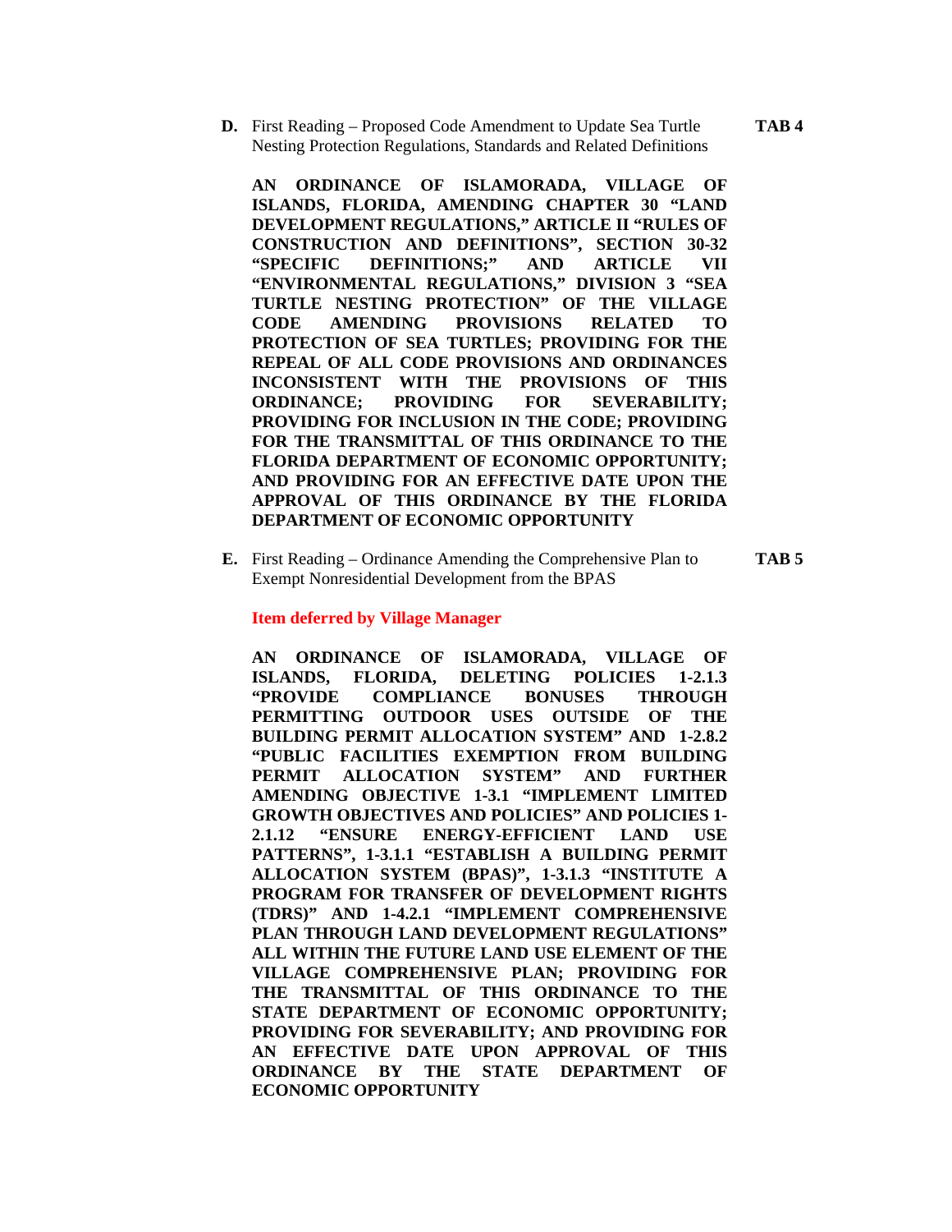**D.** First Reading – Proposed Code Amendment to Update Sea Turtle Nesting Protection Regulations, Standards and Related Definitions **TAB 4**

**AN ORDINANCE OF ISLAMORADA, VILLAGE OF ISLANDS, FLORIDA, AMENDING CHAPTER 30 "LAND DEVELOPMENT REGULATIONS," ARTICLE II "RULES OF CONSTRUCTION AND DEFINITIONS", SECTION 30-32 "SPECIFIC DEFINITIONS;" AND ARTICLE VII "ENVIRONMENTAL REGULATIONS," DIVISION 3 "SEA TURTLE NESTING PROTECTION" OF THE VILLAGE CODE AMENDING PROVISIONS RELATED TO PROTECTION OF SEA TURTLES; PROVIDING FOR THE REPEAL OF ALL CODE PROVISIONS AND ORDINANCES INCONSISTENT WITH THE PROVISIONS OF THIS ORDINANCE; PROVIDING FOR SEVERABILITY; PROVIDING FOR INCLUSION IN THE CODE; PROVIDING FOR THE TRANSMITTAL OF THIS ORDINANCE TO THE FLORIDA DEPARTMENT OF ECONOMIC OPPORTUNITY; AND PROVIDING FOR AN EFFECTIVE DATE UPON THE APPROVAL OF THIS ORDINANCE BY THE FLORIDA DEPARTMENT OF ECONOMIC OPPORTUNITY**

**E.** First Reading – Ordinance Amending the Comprehensive Plan to Exempt Nonresidential Development from the BPAS **TAB 5**

**Item deferred by Village Manager**

**AN ORDINANCE OF ISLAMORADA, VILLAGE OF ISLANDS, FLORIDA, DELETING POLICIES 1-2.1.3 "PROVIDE COMPLIANCE BONUSES THROUGH PERMITTING OUTDOOR USES OUTSIDE OF THE BUILDING PERMIT ALLOCATION SYSTEM" AND 1-2.8.2 "PUBLIC FACILITIES EXEMPTION FROM BUILDING PERMIT ALLOCATION SYSTEM" AND FURTHER AMENDING OBJECTIVE 1-3.1 "IMPLEMENT LIMITED GROWTH OBJECTIVES AND POLICIES" AND POLICIES 1-2.1.12 "ENSURE ENERGY-EFFICIENT LAND USE PATTERNS", 1-3.1.1 "ESTABLISH A BUILDING PERMIT ALLOCATION SYSTEM (BPAS)", 1-3.1.3 "INSTITUTE A PROGRAM FOR TRANSFER OF DEVELOPMENT RIGHTS (TDRS)" AND 1-4.2.1 "IMPLEMENT COMPREHENSIVE PLAN THROUGH LAND DEVELOPMENT REGULATIONS" ALL WITHIN THE FUTURE LAND USE ELEMENT OF THE VILLAGE COMPREHENSIVE PLAN; PROVIDING FOR THE TRANSMITTAL OF THIS ORDINANCE TO THE STATE DEPARTMENT OF ECONOMIC OPPORTUNITY; PROVIDING FOR SEVERABILITY; AND PROVIDING FOR AN EFFECTIVE DATE UPON APPROVAL OF THIS ORDINANCE BY THE STATE DEPARTMENT OF ECONOMIC OPPORTUNITY**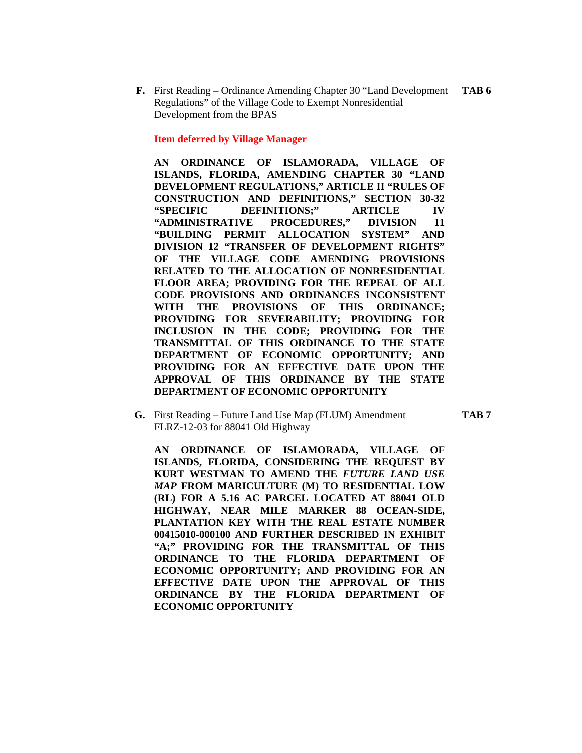**F.** First Reading – Ordinance Amending Chapter 30 "Land Development Regulations" of the Village Code to Exempt Nonresidential Development from the BPAS **TAB 6**

**Item deferred by Village Manager**

**AN ORDINANCE OF ISLAMORADA, VILLAGE OF ISLANDS, FLORIDA, AMENDING CHAPTER 30 "LAND DEVELOPMENT REGULATIONS," ARTICLE II "RULES OF CONSTRUCTION AND DEFINITIONS," SECTION 30-32 "SPECIFIC DEFINITIONS;" ARTICLE IV "ADMINISTRATIVE PROCEDURES," DIVISION 11 "BUILDING PERMIT ALLOCATION SYSTEM" AND DIVISION 12 "TRANSFER OF DEVELOPMENT RIGHTS" OF THE VILLAGE CODE AMENDING PROVISIONS RELATED TO THE ALLOCATION OF NONRESIDENTIAL FLOOR AREA; PROVIDING FOR THE REPEAL OF ALL CODE PROVISIONS AND ORDINANCES INCONSISTENT WITH THE PROVISIONS OF THIS ORDINANCE; PROVIDING FOR SEVERABILITY; PROVIDING FOR INCLUSION IN THE CODE; PROVIDING FOR THE TRANSMITTAL OF THIS ORDINANCE TO THE STATE DEPARTMENT OF ECONOMIC OPPORTUNITY; AND PROVIDING FOR AN EFFECTIVE DATE UPON THE APPROVAL OF THIS ORDINANCE BY THE STATE DEPARTMENT OF ECONOMIC OPPORTUNITY**

**G.** First Reading – Future Land Use Map (FLUM) Amendment FLRZ-12-03 for 88041 Old Highway **TAB 7**

**AN ORDINANCE OF ISLAMORADA, VILLAGE OF ISLANDS, FLORIDA, CONSIDERING THE REQUEST BY KURT WESTMAN TO AMEND THE *FUTURE LAND USE MAP* FROM MARICULTURE (M) TO RESIDENTIAL LOW (RL) FOR A 5.16 AC PARCEL LOCATED AT 88041 OLD HIGHWAY, NEAR MILE MARKER 88 OCEAN-SIDE, PLANTATION KEY WITH THE REAL ESTATE NUMBER 00415010-000100 AND FURTHER DESCRIBED IN EXHIBIT "A;" PROVIDING FOR THE TRANSMITTAL OF THIS ORDINANCE TO THE FLORIDA DEPARTMENT OF ECONOMIC OPPORTUNITY; AND PROVIDING FOR AN EFFECTIVE DATE UPON THE APPROVAL OF THIS ORDINANCE BY THE FLORIDA DEPARTMENT OF ECONOMIC OPPORTUNITY**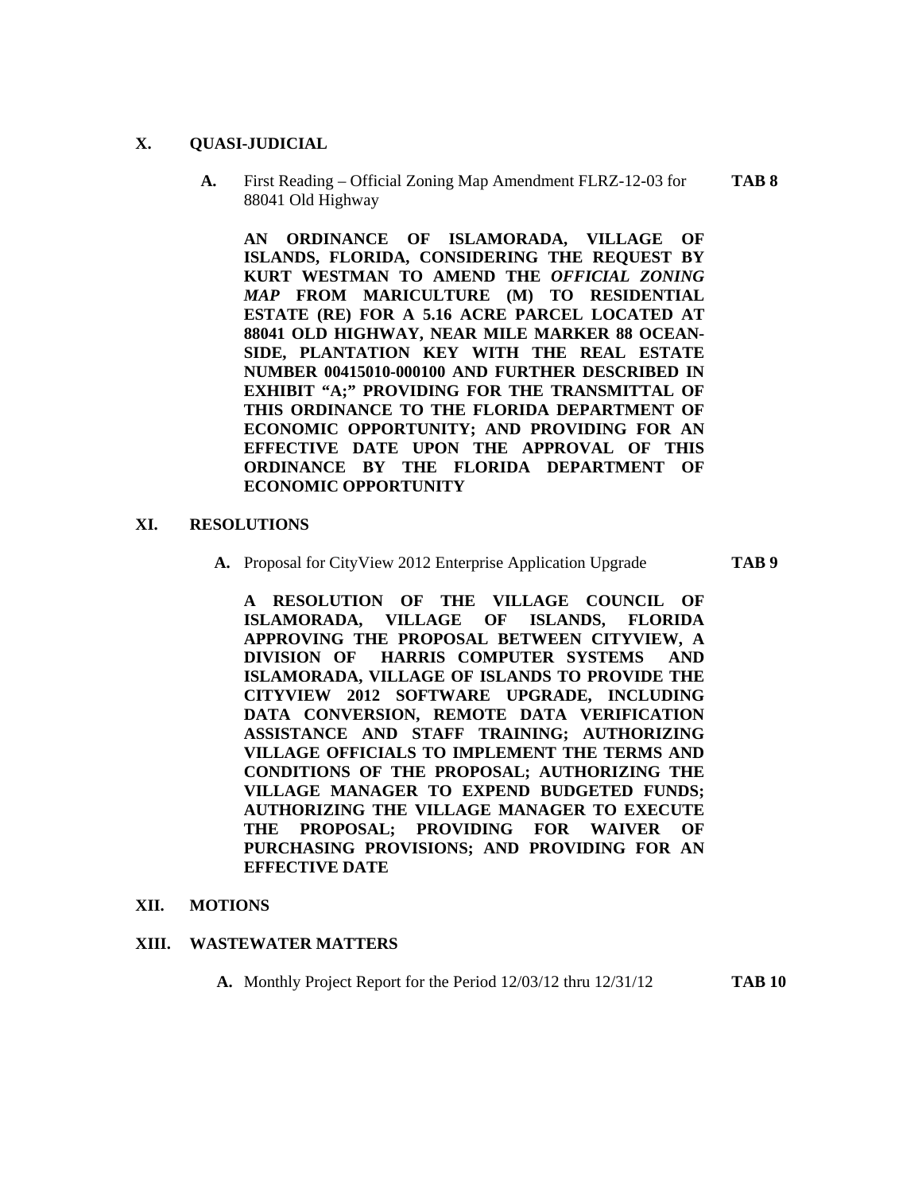**X. QUASI-JUDICIAL**

**A.** First Reading – Official Zoning Map Amendment FLRZ-12-03 for 88041 Old Highway **TAB 8**

**AN ORDINANCE OF ISLAMORADA, VILLAGE OF ISLANDS, FLORIDA, CONSIDERING THE REQUEST BY KURT WESTMAN TO AMEND THE *OFFICIAL ZONING MAP* FROM MARICULTURE (M) TO RESIDENTIAL ESTATE (RE) FOR A 5.16 ACRE PARCEL LOCATED AT 88041 OLD HIGHWAY, NEAR MILE MARKER 88 OCEAN-SIDE, PLANTATION KEY WITH THE REAL ESTATE NUMBER 00415010-000100 AND FURTHER DESCRIBED IN EXHIBIT "A;" PROVIDING FOR THE TRANSMITTAL OF THIS ORDINANCE TO THE FLORIDA DEPARTMENT OF ECONOMIC OPPORTUNITY; AND PROVIDING FOR AN EFFECTIVE DATE UPON THE APPROVAL OF THIS ORDINANCE BY THE FLORIDA DEPARTMENT OF ECONOMIC OPPORTUNITY**

**XI. RESOLUTIONS**

**A.** Proposal for CityView 2012 Enterprise Application Upgrade **TAB 9**

**A RESOLUTION OF THE VILLAGE COUNCIL OF ISLAMORADA, VILLAGE OF ISLANDS, FLORIDA APPROVING THE PROPOSAL BETWEEN CITYVIEW, A DIVISION OF HARRIS COMPUTER SYSTEMS AND ISLAMORADA, VILLAGE OF ISLANDS TO PROVIDE THE CITYVIEW 2012 SOFTWARE UPGRADE, INCLUDING DATA CONVERSION, REMOTE DATA VERIFICATION ASSISTANCE AND STAFF TRAINING; AUTHORIZING VILLAGE OFFICIALS TO IMPLEMENT THE TERMS AND CONDITIONS OF THE PROPOSAL; AUTHORIZING THE VILLAGE MANAGER TO EXPEND BUDGETED FUNDS; AUTHORIZING THE VILLAGE MANAGER TO EXECUTE THE PROPOSAL; PROVIDING FOR WAIVER OF PURCHASING PROVISIONS; AND PROVIDING FOR AN EFFECTIVE DATE**

**XII. MOTIONS**

**XIII. WASTEWATER MATTERS**

**A.** Monthly Project Report for the Period 12/03/12 thru 12/31/12 **TAB 10**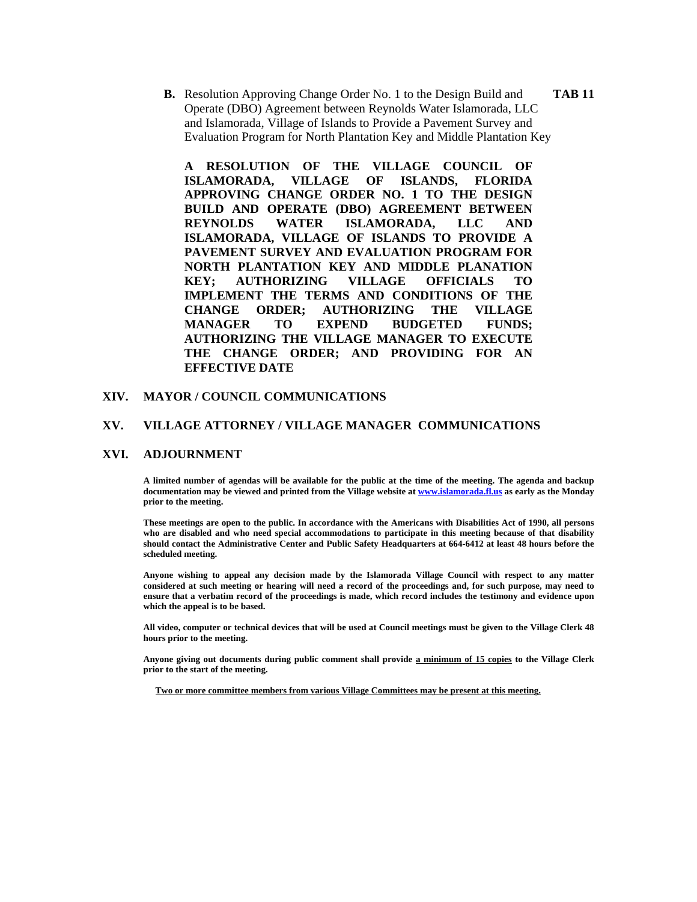**B.** Resolution Approving Change Order No. 1 to the Design Build and Operate (DBO) Agreement between Reynolds Water Islamorada, LLC and Islamorada, Village of Islands to Provide a Pavement Survey and Evaluation Program for North Plantation Key and Middle Plantation Key **TAB 11**

**A RESOLUTION OF THE VILLAGE COUNCIL OF ISLAMORADA, VILLAGE OF ISLANDS, FLORIDA APPROVING CHANGE ORDER NO. 1 TO THE DESIGN BUILD AND OPERATE (DBO) AGREEMENT BETWEEN REYNOLDS WATER ISLAMORADA, LLC AND ISLAMORADA, VILLAGE OF ISLANDS TO PROVIDE A PAVEMENT SURVEY AND EVALUATION PROGRAM FOR NORTH PLANTATION KEY AND MIDDLE PLANATION KEY; AUTHORIZING VILLAGE OFFICIALS TO IMPLEMENT THE TERMS AND CONDITIONS OF THE CHANGE ORDER; AUTHORIZING THE VILLAGE MANAGER TO EXPEND BUDGETED FUNDS; AUTHORIZING THE VILLAGE MANAGER TO EXECUTE THE CHANGE ORDER; AND PROVIDING FOR AN EFFECTIVE DATE**

## XIV. MAYOR / COUNCIL COMMUNICATIONS

## XV. VILLAGE ATTORNEY / VILLAGE MANAGER COMMUNICATIONS

## XVI. ADJOURNMENT

**A limited number of agendas will be available for the public at the time of the meeting. The agenda and backup documentation may be viewed and printed from the Village website at www.islamorada.fl.us as early as the Monday prior to the meeting.**

**These meetings are open to the public. In accordance with the Americans with Disabilities Act of 1990, all persons who are disabled and who need special accommodations to participate in this meeting because of that disability should contact the Administrative Center and Public Safety Headquarters at 664-6412 at least 48 hours before the scheduled meeting.**

**Anyone wishing to appeal any decision made by the Islamorada Village Council with respect to any matter considered at such meeting or hearing will need a record of the proceedings and, for such purpose, may need to ensure that a verbatim record of the proceedings is made, which record includes the testimony and evidence upon which the appeal is to be based.**

**All video, computer or technical devices that will be used at Council meetings must be given to the Village Clerk 48 hours prior to the meeting.**

**Anyone giving out documents during public comment shall provide a minimum of 15 copies to the Village Clerk prior to the start of the meeting.**

**Two or more committee members from various Village Committees may be present at this meeting.**